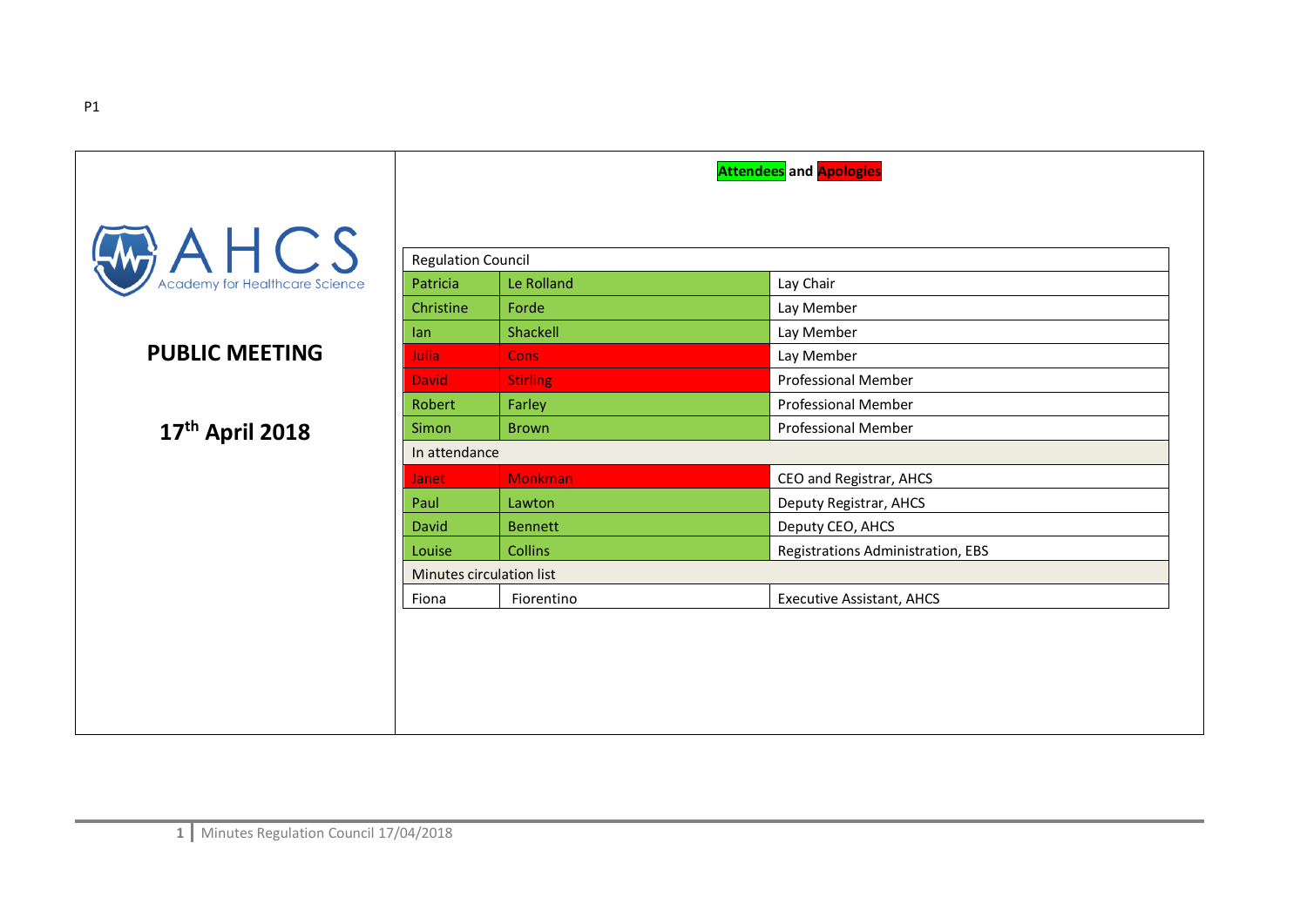P1

AHCS
Academy for Healthcare Science

# PUBLIC MEETING

## 17th April 2018

**Attendees and Apologies**

| Regulation Council | | |
|---|---|---|
| Patricia | Le Rolland | Lay Chair |
| Christine | Forde | Lay Member |
| Ian | Shackell | Lay Member |
| Julia | Cons | Lay Member |
| David | Stirling | Professional Member |
| Robert | Farley | Professional Member |
| Simon | Brown | Professional Member |
| **In attendance** | | |
| Janet | Monkman | CEO and Registrar, AHCS |
| Paul | Lawton | Deputy Registrar, AHCS |
| David | Bennett | Deputy CEO, AHCS |
| Louise | Collins | Registrations Administration, EBS |
| **Minutes circulation list** | | |
| Fiona | Fiorentino | Executive Assistant, AHCS |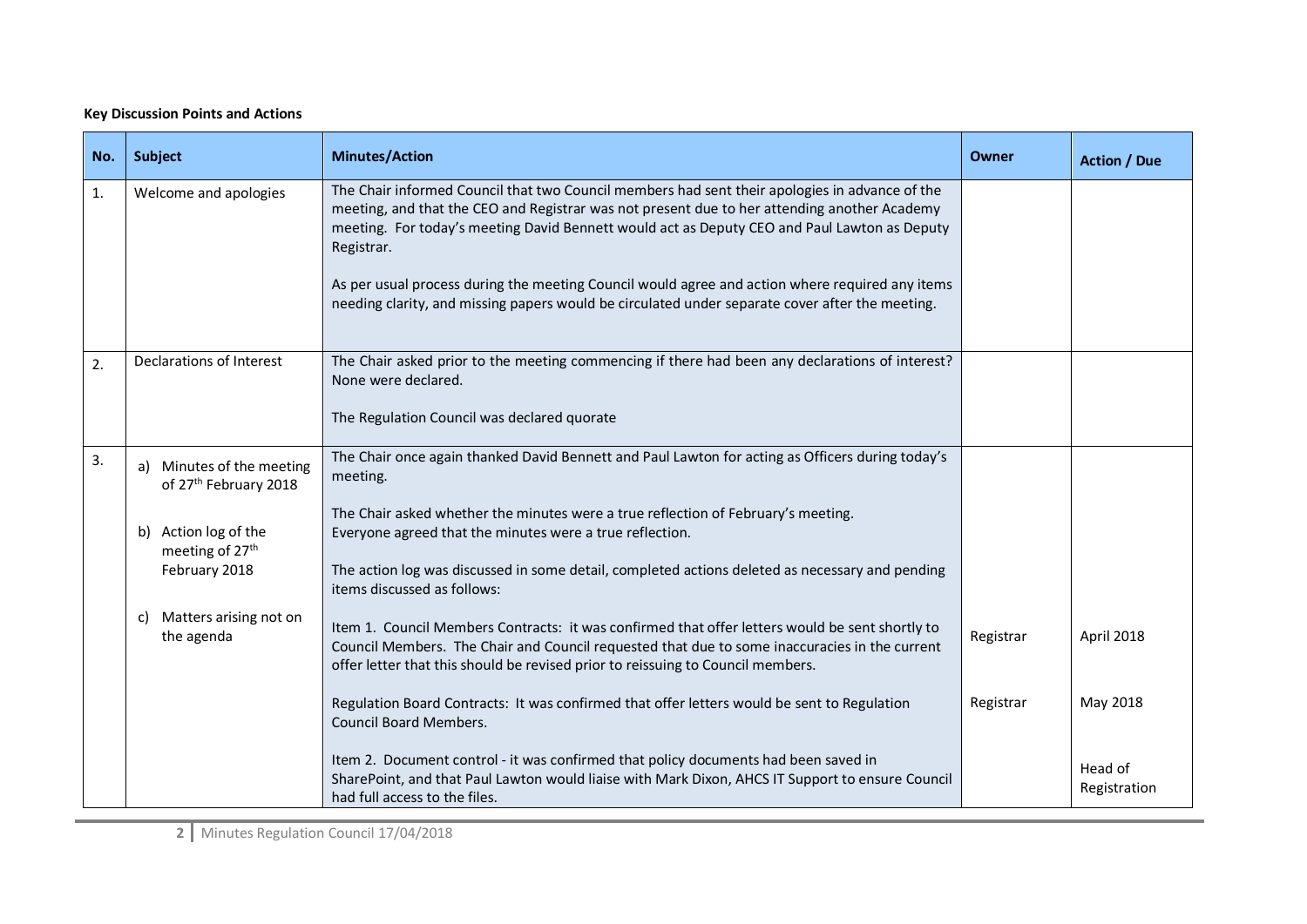**Key Discussion Points and Actions**

| No. | Subject | Minutes/Action | Owner | Action / Due |
|---|---|---|---|---|
| 1. | Welcome and apologies | The Chair informed Council that two Council members had sent their apologies in advance of the meeting, and that the CEO and Registrar was not present due to her attending another Academy meeting. For today's meeting David Bennett would act as Deputy CEO and Paul Lawton as Deputy Registrar.<br><br>As per usual process during the meeting Council would agree and action where required any items needing clarity, and missing papers would be circulated under separate cover after the meeting. | | |
| 2. | Declarations of Interest | The Chair asked prior to the meeting commencing if there had been any declarations of interest? None were declared.<br><br>The Regulation Council was declared quorate | | |
| 3. | a) Minutes of the meeting of 27th February 2018<br><br>b) Action log of the meeting of 27th February 2018<br><br>c) Matters arising not on the agenda | The Chair once again thanked David Bennett and Paul Lawton for acting as Officers during today's meeting.<br><br>The Chair asked whether the minutes were a true reflection of February's meeting. Everyone agreed that the minutes were a true reflection.<br><br>The action log was discussed in some detail, completed actions deleted as necessary and pending items discussed as follows:<br><br>Item 1. Council Members Contracts: it was confirmed that offer letters would be sent shortly to Council Members. The Chair and Council requested that due to some inaccuracies in the current offer letter that this should be revised prior to reissuing to Council members.<br><br>Regulation Board Contracts: It was confirmed that offer letters would be sent to Regulation Council Board Members.<br><br>Item 2. Document control - it was confirmed that policy documents had been saved in SharePoint, and that Paul Lawton would liaise with Mark Dixon, AHCS IT Support to ensure Council had full access to the files. | Registrar<br><br>Registrar | April 2018<br><br>May 2018<br><br>Head of Registration |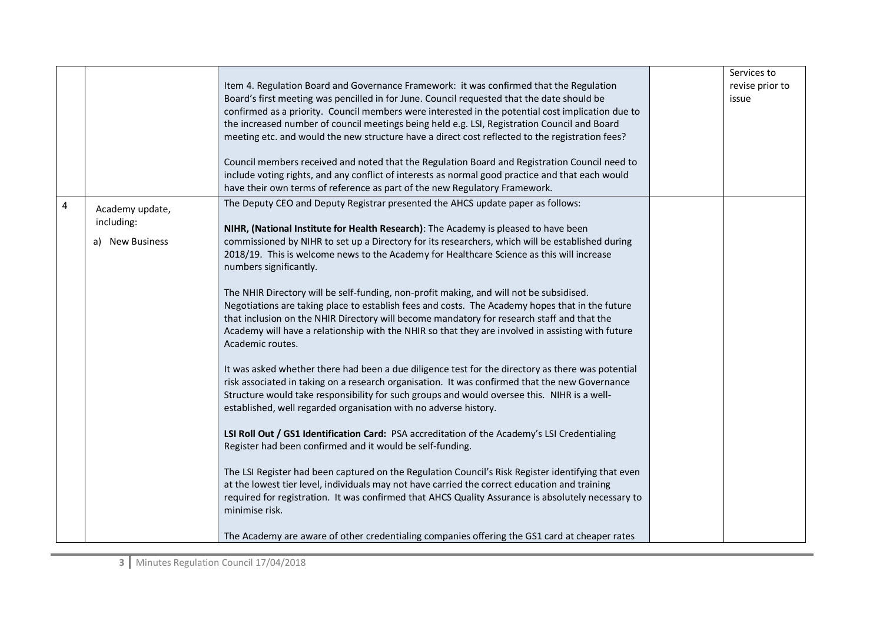| | | | | |
|---|---|---|---|---|
| | | Item 4. Regulation Board and Governance Framework: it was confirmed that the Regulation Board's first meeting was pencilled in for June. Council requested that the date should be confirmed as a priority. Council members were interested in the potential cost implication due to the increased number of council meetings being held e.g. LSI, Registration Council and Board meeting etc. and would the new structure have a direct cost reflected to the registration fees?<br><br>Council members received and noted that the Regulation Board and Registration Council need to include voting rights, and any conflict of interests as normal good practice and that each would have their own terms of reference as part of the new Regulatory Framework. | | Services to revise prior to issue |
| 4 | Academy update, including:<br><br>a) New Business | The Deputy CEO and Deputy Registrar presented the AHCS update paper as follows:<br><br>**NIHR, (National Institute for Health Research)**: The Academy is pleased to have been commissioned by NIHR to set up a Directory for its researchers, which will be established during 2018/19. This is welcome news to the Academy for Healthcare Science as this will increase numbers significantly.<br><br>The NHIR Directory will be self-funding, non-profit making, and will not be subsidised. Negotiations are taking place to establish fees and costs. The Academy hopes that in the future that inclusion on the NHIR Directory will become mandatory for research staff and that the Academy will have a relationship with the NHIR so that they are involved in assisting with future Academic routes.<br><br>It was asked whether there had been a due diligence test for the directory as there was potential risk associated in taking on a research organisation. It was confirmed that the new Governance Structure would take responsibility for such groups and would oversee this. NIHR is a well-established, well regarded organisation with no adverse history.<br><br>**LSI Roll Out / GS1 Identification Card:** PSA accreditation of the Academy's LSI Credentialing Register had been confirmed and it would be self-funding.<br><br>The LSI Register had been captured on the Regulation Council's Risk Register identifying that even at the lowest tier level, individuals may not have carried the correct education and training required for registration. It was confirmed that AHCS Quality Assurance is absolutely necessary to minimise risk.<br><br>The Academy are aware of other credentialing companies offering the GS1 card at cheaper rates | | |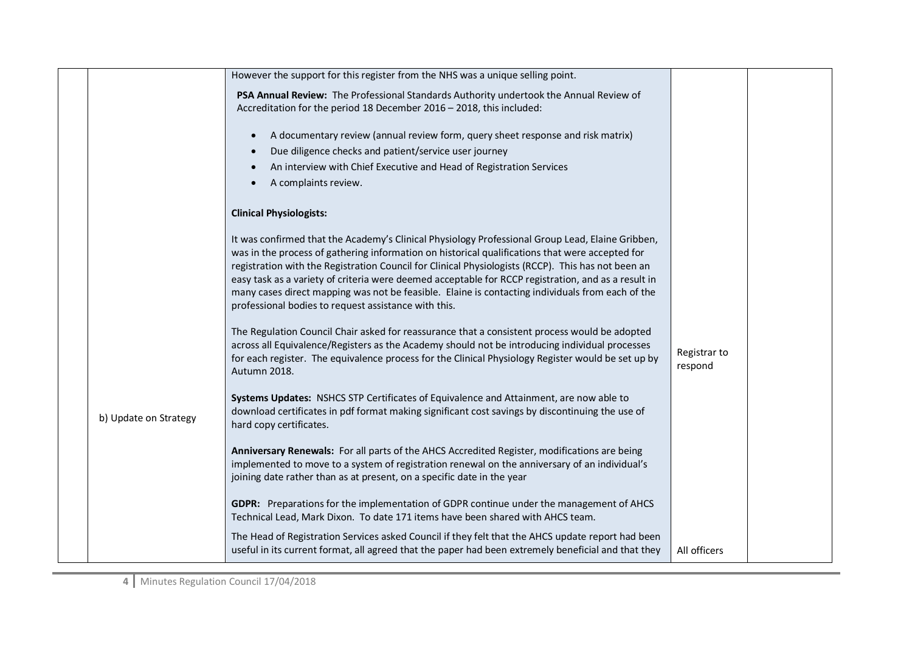| | | | | |
|---|---|---|---|---|
| | b) Update on Strategy | However the support for this register from the NHS was a unique selling point.<br><br>**PSA Annual Review:** The Professional Standards Authority undertook the Annual Review of Accreditation for the period 18 December 2016 – 2018, this included:<br><br>• A documentary review (annual review form, query sheet response and risk matrix)<br>• Due diligence checks and patient/service user journey<br>• An interview with Chief Executive and Head of Registration Services<br>• A complaints review.<br><br>**Clinical Physiologists:**<br><br>It was confirmed that the Academy's Clinical Physiology Professional Group Lead, Elaine Gribben, was in the process of gathering information on historical qualifications that were accepted for registration with the Registration Council for Clinical Physiologists (RCCP). This has not been an easy task as a variety of criteria were deemed acceptable for RCCP registration, and as a result in many cases direct mapping was not be feasible. Elaine is contacting individuals from each of the professional bodies to request assistance with this.<br><br>The Regulation Council Chair asked for reassurance that a consistent process would be adopted across all Equivalence/Registers as the Academy should not be introducing individual processes for each register. The equivalence process for the Clinical Physiology Register would be set up by Autumn 2018.<br><br>**Systems Updates:** NSHCS STP Certificates of Equivalence and Attainment, are now able to download certificates in pdf format making significant cost savings by discontinuing the use of hard copy certificates.<br><br>**Anniversary Renewals:** For all parts of the AHCS Accredited Register, modifications are being implemented to move to a system of registration renewal on the anniversary of an individual's joining date rather than as at present, on a specific date in the year<br><br>**GDPR:** Preparations for the implementation of GDPR continue under the management of AHCS Technical Lead, Mark Dixon. To date 171 items have been shared with AHCS team.<br><br>The Head of Registration Services asked Council if they felt that the AHCS update report had been useful in its current format, all agreed that the paper had been extremely beneficial and that they | Registrar to respond<br><br>All officers | |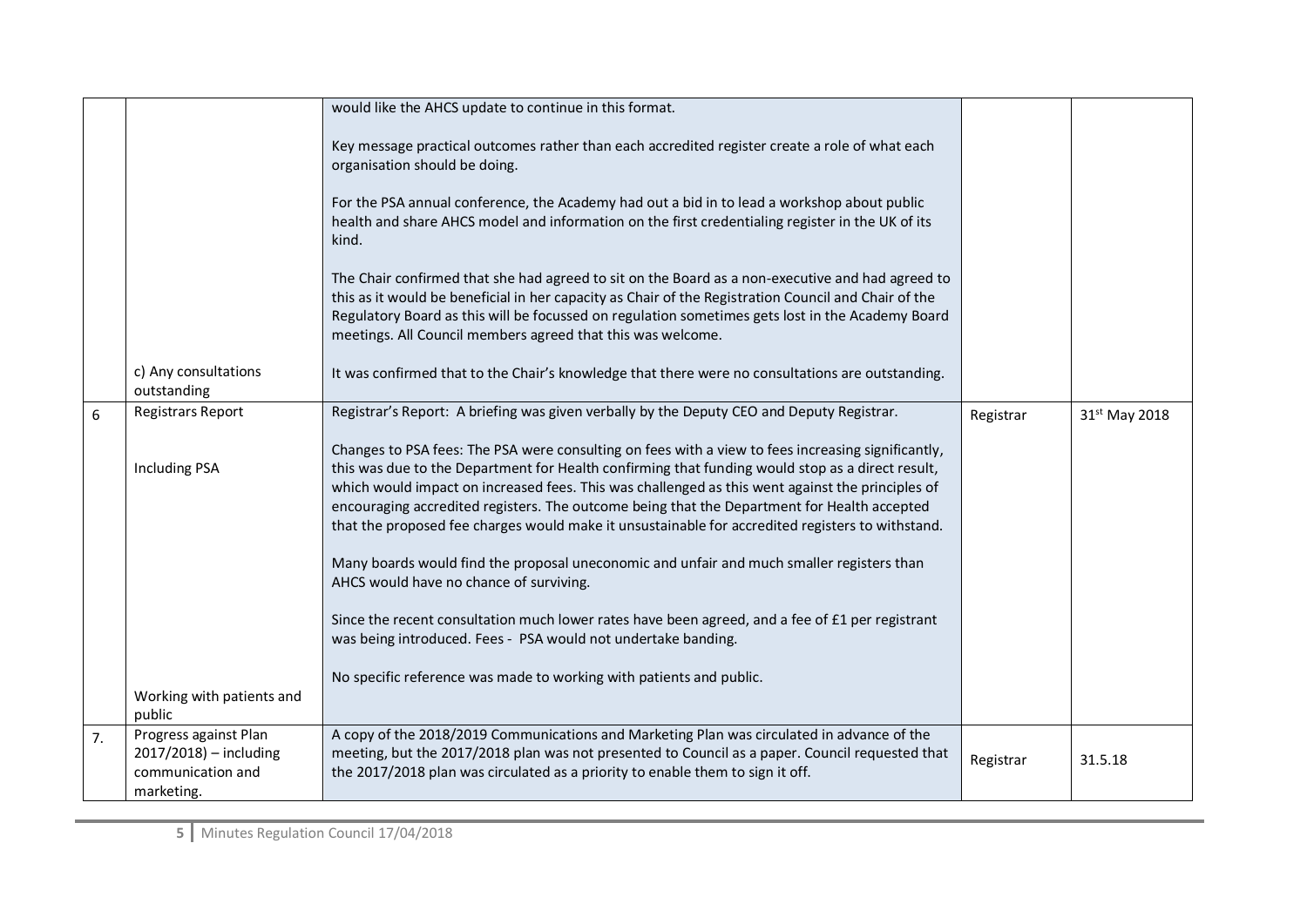| | | | | |
|---|---|---|---|---|
| | | would like the AHCS update to continue in this format.<br><br>Key message practical outcomes rather than each accredited register create a role of what each organisation should be doing.<br><br>For the PSA annual conference, the Academy had out a bid in to lead a workshop about public health and share AHCS model and information on the first credentialing register in the UK of its kind.<br><br>The Chair confirmed that she had agreed to sit on the Board as a non-executive and had agreed to this as it would be beneficial in her capacity as Chair of the Registration Council and Chair of the Regulatory Board as this will be focussed on regulation sometimes gets lost in the Academy Board meetings. All Council members agreed that this was welcome. | | |
| | c) Any consultations outstanding | It was confirmed that to the Chair's knowledge that there were no consultations are outstanding. | | |
| 6 | Registrars Report<br><br>Including PSA<br><br>Working with patients and public | Registrar's Report: A briefing was given verbally by the Deputy CEO and Deputy Registrar.<br><br>Changes to PSA fees: The PSA were consulting on fees with a view to fees increasing significantly, this was due to the Department for Health confirming that funding would stop as a direct result, which would impact on increased fees. This was challenged as this went against the principles of encouraging accredited registers. The outcome being that the Department for Health accepted that the proposed fee charges would make it unsustainable for accredited registers to withstand.<br><br>Many boards would find the proposal uneconomic and unfair and much smaller registers than AHCS would have no chance of surviving.<br><br>Since the recent consultation much lower rates have been agreed, and a fee of £1 per registrant was being introduced. Fees - PSA would not undertake banding.<br><br>No specific reference was made to working with patients and public. | Registrar | 31st May 2018 |
| 7. | Progress against Plan 2017/2018) – including communication and marketing. | A copy of the 2018/2019 Communications and Marketing Plan was circulated in advance of the meeting, but the 2017/2018 plan was not presented to Council as a paper. Council requested that the 2017/2018 plan was circulated as a priority to enable them to sign it off. | Registrar | 31.5.18 |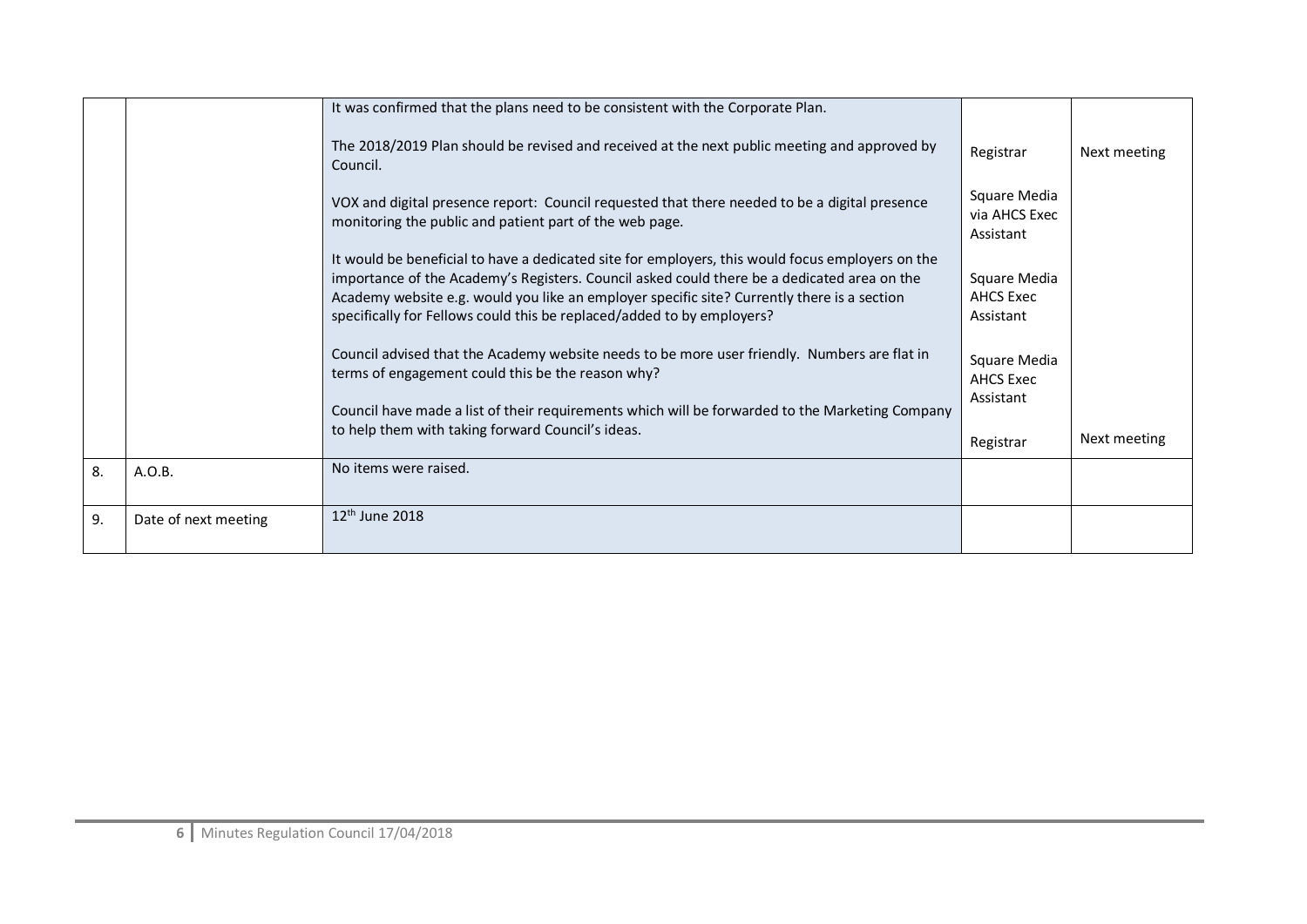| | | | | |
|---|---|---|---|---|
| | | It was confirmed that the plans need to be consistent with the Corporate Plan.<br><br>The 2018/2019 Plan should be revised and received at the next public meeting and approved by Council. | Registrar | Next meeting |
| | | VOX and digital presence report: Council requested that there needed to be a digital presence monitoring the public and patient part of the web page. | Square Media via AHCS Exec Assistant | |
| | | It would be beneficial to have a dedicated site for employers, this would focus employers on the importance of the Academy's Registers. Council asked could there be a dedicated area on the Academy website e.g. would you like an employer specific site? Currently there is a section specifically for Fellows could this be replaced/added to by employers? | Square Media AHCS Exec Assistant | |
| | | Council advised that the Academy website needs to be more user friendly. Numbers are flat in terms of engagement could this be the reason why? | Square Media AHCS Exec Assistant | |
| | | Council have made a list of their requirements which will be forwarded to the Marketing Company to help them with taking forward Council's ideas. | Registrar | Next meeting |
| 8. | A.O.B. | No items were raised. | | |
| 9. | Date of next meeting | 12th June 2018 | | |